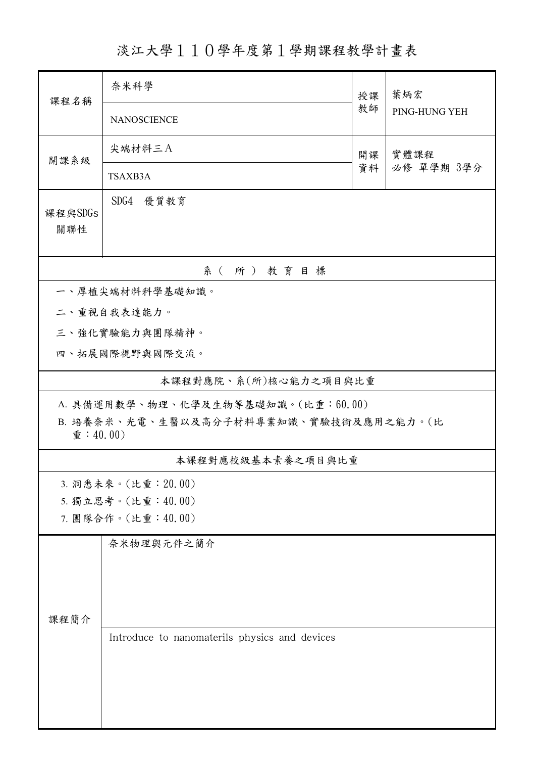# 淡江大學110學年度第1學期課程教學計畫表

| | | | |
|---|---|---|---|
| 課程名稱 | 奈米科學<br>NANOSCIENCE | 授課教師 | 葉炳宏<br>PING-HUNG YEH |
| 開課系級 | 尖端材料三A<br>TSAXB3A | 開課資料 | 實體課程<br>必修 單學期 3學分 |
| 課程與SDGs關聯性 | SDG4 優質教育 | | |

## 系（所）教育目標

一、厚植尖端材料科學基礎知識。

二、重視自我表達能力。

三、強化實驗能力與團隊精神。

四、拓展國際視野與國際交流。

## 本課程對應院、系(所)核心能力之項目與比重

A. 具備運用數學、物理、化學及生物等基礎知識。(比重：60.00)

B. 培養奈米、光電、生醫以及高分子材料專業知識、實驗技術及應用之能力。(比重：40.00)

## 本課程對應校級基本素養之項目與比重

3. 洞悉未來。(比重：20.00)
5. 獨立思考。(比重：40.00)
7. 團隊合作。(比重：40.00)

## 課程簡介

奈米物理與元件之簡介

Introduce to nanomaterils physics and devices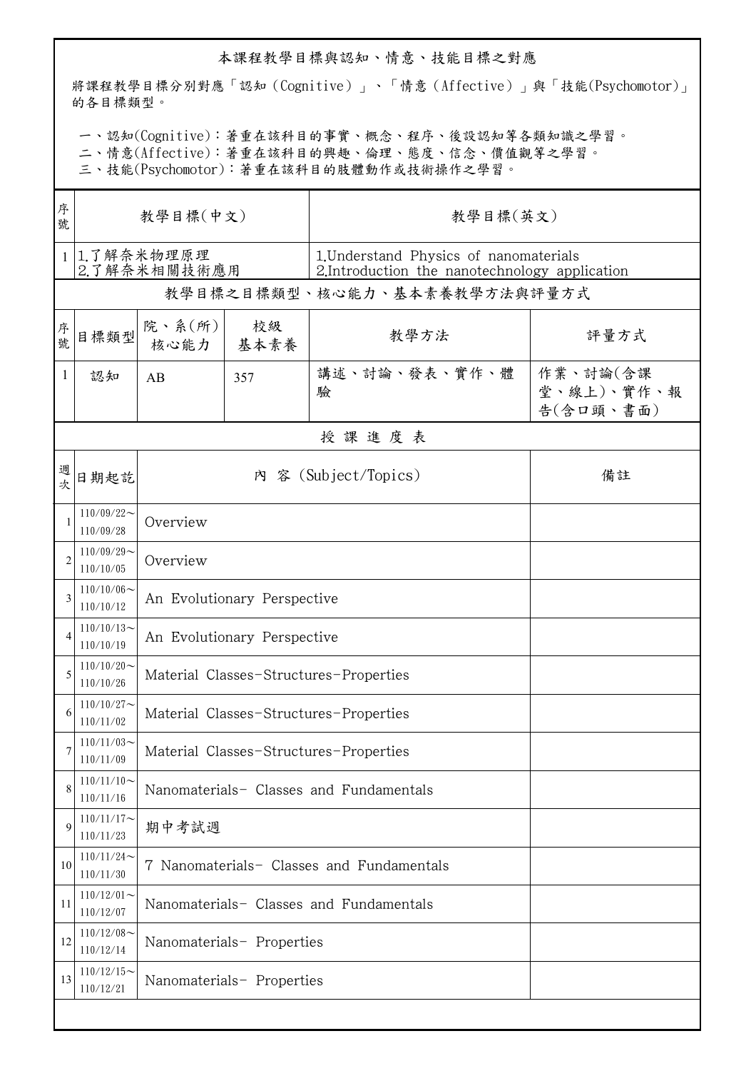## 本課程教學目標與認知、情意、技能目標之對應

將課程教學目標分別對應「認知（Cognitive）」、「情意（Affective）」與「技能(Psychomotor)」的各目標類型。

一、認知(Cognitive)：著重在該科目的事實、概念、程序、後設認知等各類知識之學習。
二、情意(Affective)：著重在該科目的興趣、倫理、態度、信念、價值觀等之學習。
三、技能(Psychomotor)：著重在該科目的肢體動作或技術操作之學習。

| 序號 | 教學目標(中文) | 教學目標(英文) |
|---|---|---|
| 1 | 1.了解奈米物理原理<br>2.了解奈米相關技術應用 | 1.Understand Physics of nanomaterials<br>2.Introduction the nanotechnology application |

## 教學目標之目標類型、核心能力、基本素養教學方法與評量方式

| 序號 | 目標類型 | 院、系(所)核心能力 | 校級基本素養 | 教學方法 | 評量方式 |
|---|---|---|---|---|---|
| 1 | 認知 | AB | 357 | 講述、討論、發表、實作、體驗 | 作業、討論(含課堂、線上)、實作、報告(含口頭、書面) |

## 授 課 進 度 表

| 週次 | 日期起訖 | 內 容 (Subject/Topics) | 備註 |
|---|---|---|---|
| 1 | 110/09/22～110/09/28 | Overview | |
| 2 | 110/09/29～110/10/05 | Overview | |
| 3 | 110/10/06～110/10/12 | An Evolutionary Perspective | |
| 4 | 110/10/13～110/10/19 | An Evolutionary Perspective | |
| 5 | 110/10/20～110/10/26 | Material Classes-Structures-Properties | |
| 6 | 110/10/27～110/11/02 | Material Classes-Structures-Properties | |
| 7 | 110/11/03～110/11/09 | Material Classes-Structures-Properties | |
| 8 | 110/11/10～110/11/16 | Nanomaterials- Classes and Fundamentals | |
| 9 | 110/11/17～110/11/23 | 期中考試週 | |
| 10 | 110/11/24～110/11/30 | 7 Nanomaterials- Classes and Fundamentals | |
| 11 | 110/12/01～110/12/07 | Nanomaterials- Classes and Fundamentals | |
| 12 | 110/12/08～110/12/14 | Nanomaterials- Properties | |
| 13 | 110/12/15～110/12/21 | Nanomaterials- Properties | |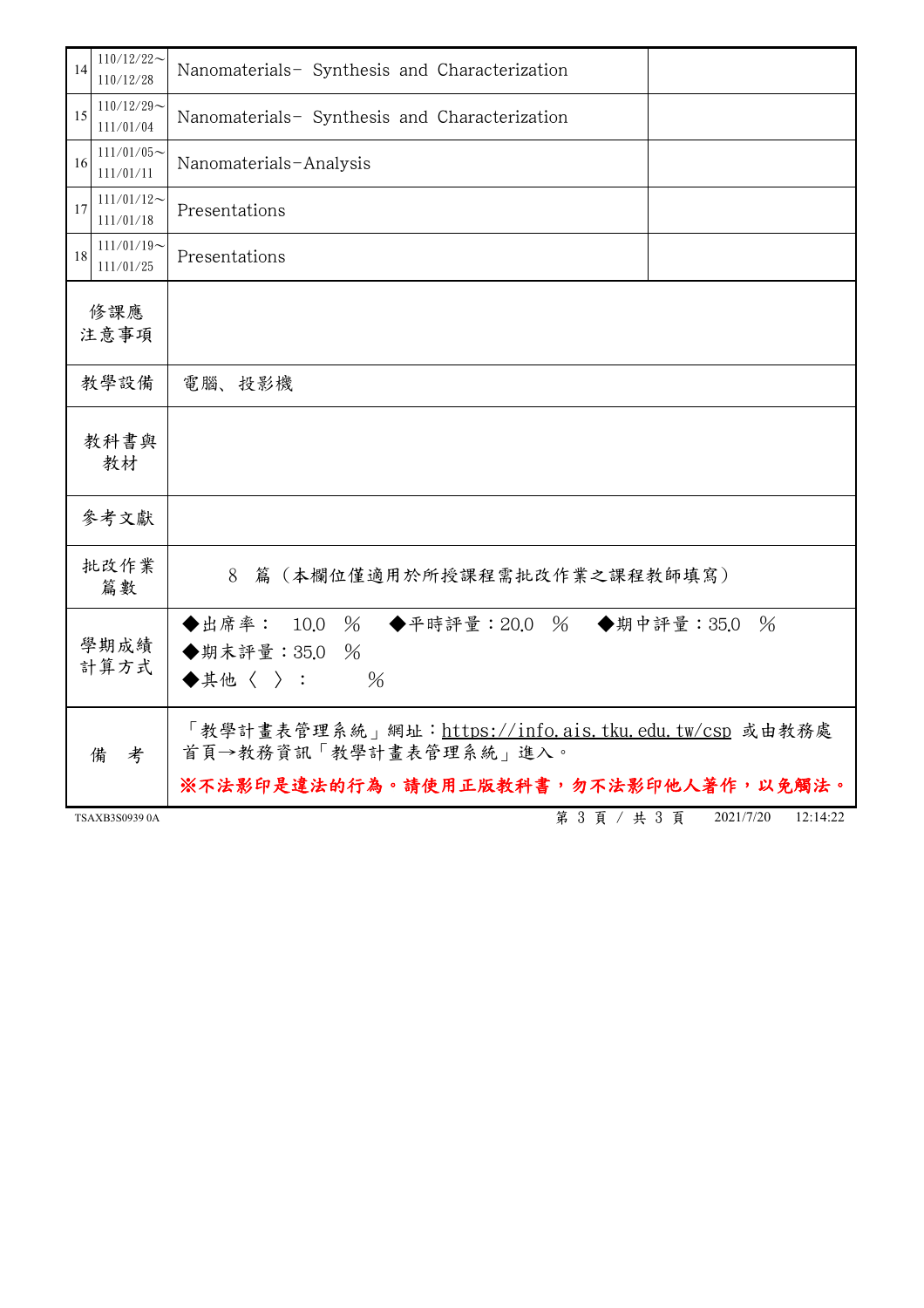| | | | |
|---|---|---|---|
| 14 | 110/12/22～<br>110/12/28 | Nanomaterials- Synthesis and Characterization | |
| 15 | 110/12/29～<br>111/01/04 | Nanomaterials- Synthesis and Characterization | |
| 16 | 111/01/05～<br>111/01/11 | Nanomaterials-Analysis | |
| 17 | 111/01/12～<br>111/01/18 | Presentations | |
| 18 | 111/01/19～<br>111/01/25 | Presentations | |

| | |
|---|---|
| 修課應注意事項 | |
| 教學設備 | 電腦、投影機 |
| 教科書與教材 | |
| 參考文獻 | |
| 批改作業篇數 | 8 篇（本欄位僅適用於所授課程需批改作業之課程教師填寫） |
| 學期成績計算方式 | ◆出席率： 10.0 ％ ◆平時評量：20.0 ％ ◆期中評量：35.0 ％<br>◆期末評量：35.0 ％<br>◆其他〈 〉： ％ |
| 備 考 | 「教學計畫表管理系統」網址：https://info.ais.tku.edu.tw/csp 或由教務處首頁→教務資訊「教學計畫表管理系統」進入。<br>**※不法影印是違法的行為。請使用正版教科書，勿不法影印他人著作，以免觸法。** |

TSAXB3S0939 0A

2021/7/20 12:14:22